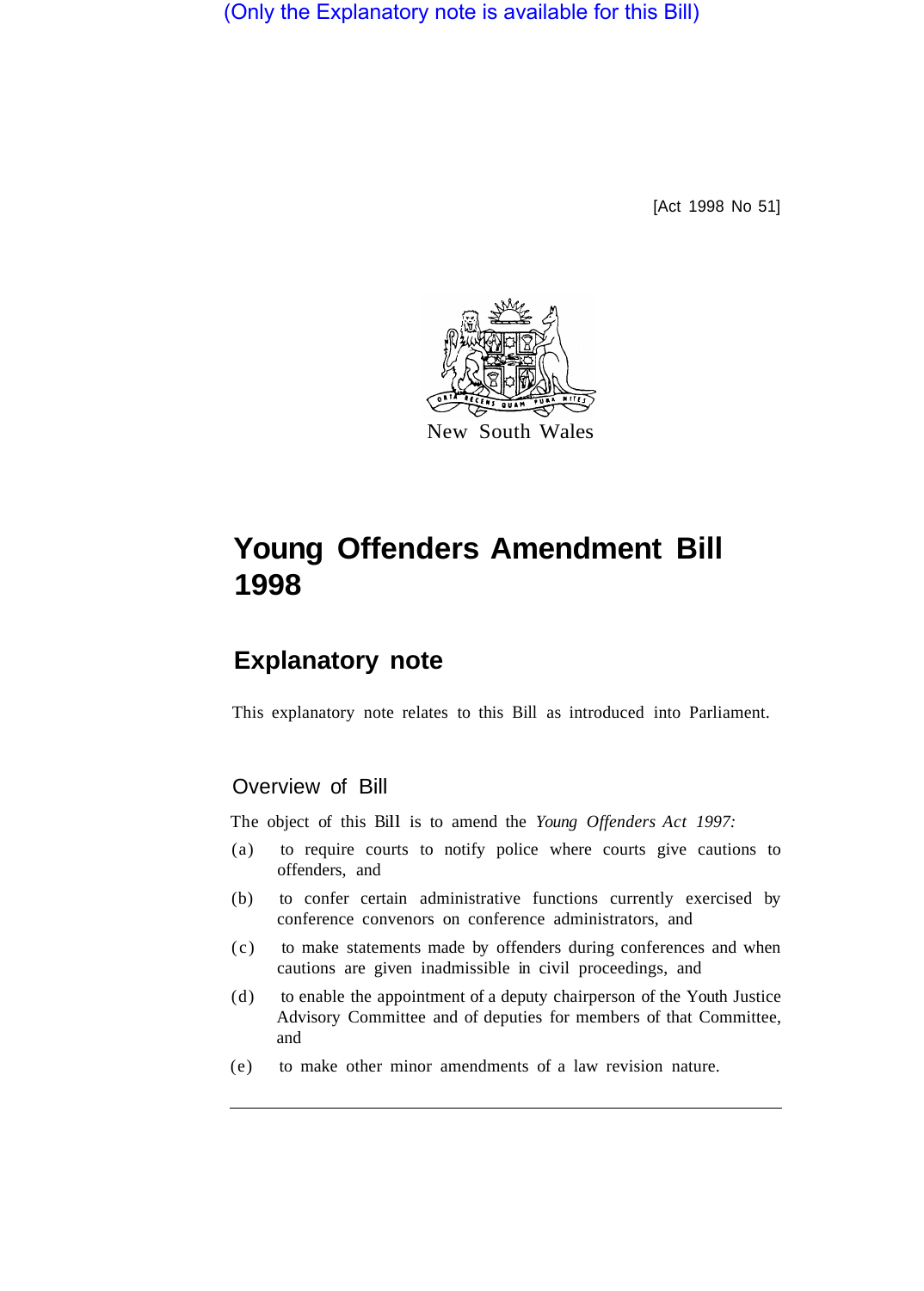(Only the Explanatory note is available for this Bill)

[Act 1998 No 51]

New South Wales

# Young Offenders Amendment Bill 1998

## Explanatory note

This explanatory note relates to this Bill as introduced into Parliament.

### Overview of Bill

The object of this Bill is to amend the *Young Offenders Act 1997:*

(a) to require courts to notify police where courts give cautions to offenders, and

(b) to confer certain administrative functions currently exercised by conference convenors on conference administrators, and

(c) to make statements made by offenders during conferences and when cautions are given inadmissible in civil proceedings, and

(d) to enable the appointment of a deputy chairperson of the Youth Justice Advisory Committee and of deputies for members of that Committee, and

(e) to make other minor amendments of a law revision nature.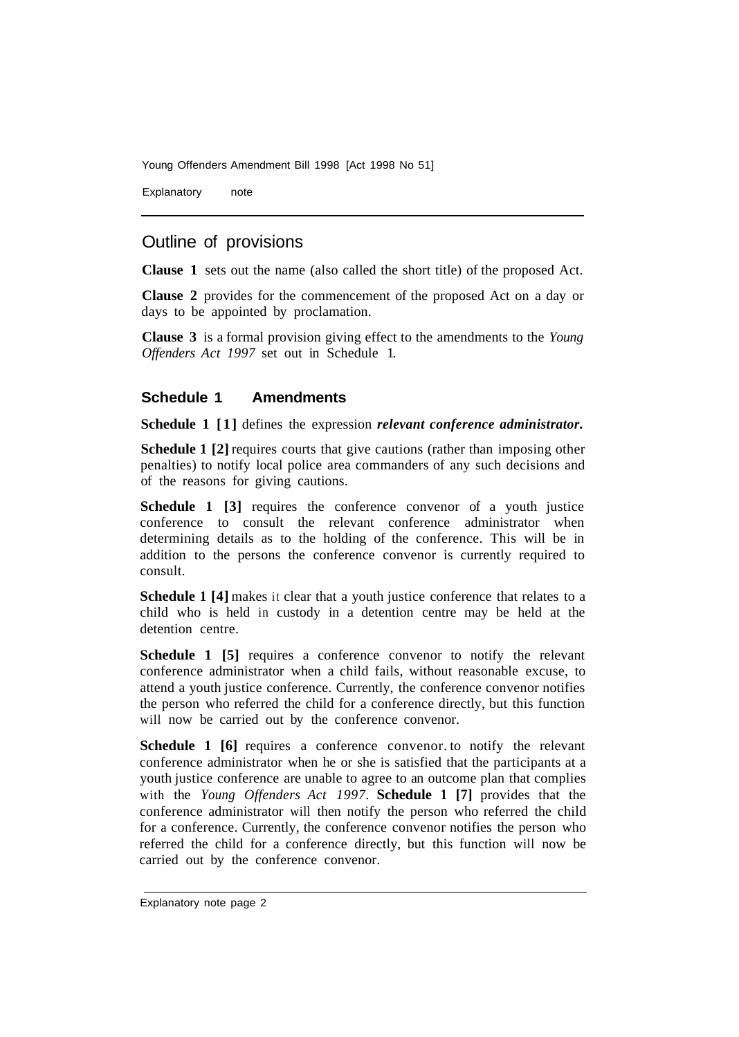## Outline of provisions

**Clause 1** sets out the name (also called the short title) of the proposed Act.

**Clause 2** provides for the commencement of the proposed Act on a day or days to be appointed by proclamation.

**Clause 3** is a formal provision giving effect to the amendments to the *Young Offenders Act 1997* set out in Schedule 1.

### Schedule 1 Amendments

**Schedule 1 [1]** defines the expression ***relevant conference administrator.***

**Schedule 1 [2]** requires courts that give cautions (rather than imposing other penalties) to notify local police area commanders of any such decisions and of the reasons for giving cautions.

**Schedule 1 [3]** requires the conference convenor of a youth justice conference to consult the relevant conference administrator when determining details as to the holding of the conference. This will be in addition to the persons the conference convenor is currently required to consult.

**Schedule 1 [4]** makes it clear that a youth justice conference that relates to a child who is held in custody in a detention centre may be held at the detention centre.

**Schedule 1 [5]** requires a conference convenor to notify the relevant conference administrator when a child fails, without reasonable excuse, to attend a youth justice conference. Currently, the conference convenor notifies the person who referred the child for a conference directly, but this function will now be carried out by the conference convenor.

**Schedule 1 [6]** requires a conference convenor. to notify the relevant conference administrator when he or she is satisfied that the participants at a youth justice conference are unable to agree to an outcome plan that complies with the *Young Offenders Act 1997*. **Schedule 1 [7]** provides that the conference administrator will then notify the person who referred the child for a conference. Currently, the conference convenor notifies the person who referred the child for a conference directly, but this function will now be carried out by the conference convenor.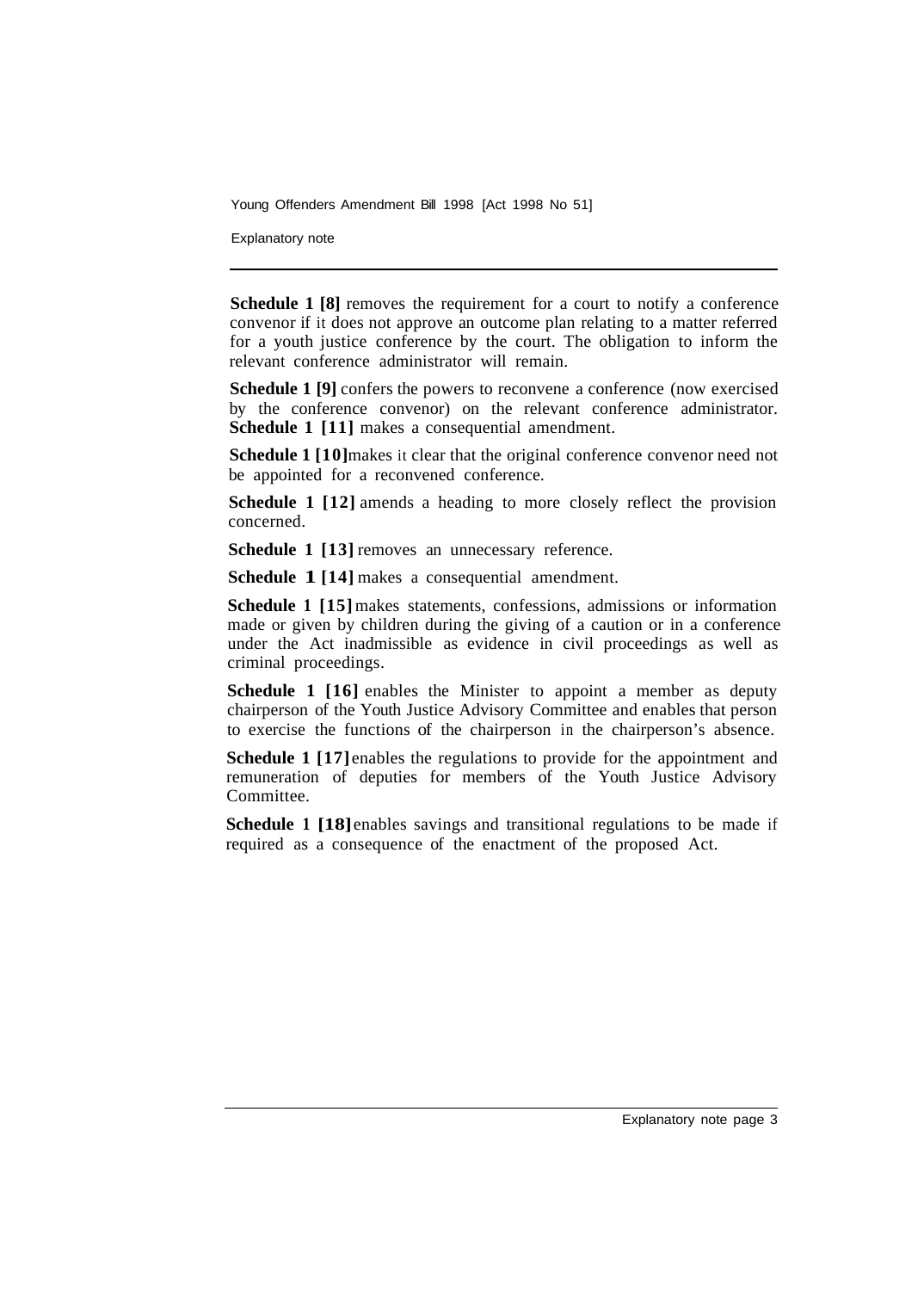**Schedule 1 [8]** removes the requirement for a court to notify a conference convenor if it does not approve an outcome plan relating to a matter referred for a youth justice conference by the court. The obligation to inform the relevant conference administrator will remain.

**Schedule 1 [9]** confers the powers to reconvene a conference (now exercised by the conference convenor) on the relevant conference administrator. **Schedule 1 [11]** makes a consequential amendment.

**Schedule 1 [10]** makes it clear that the original conference convenor need not be appointed for a reconvened conference.

**Schedule 1 [12]** amends a heading to more closely reflect the provision concerned.

**Schedule 1 [13]** removes an unnecessary reference.

**Schedule 1 [14]** makes a consequential amendment.

**Schedule 1 [15]** makes statements, confessions, admissions or information made or given by children during the giving of a caution or in a conference under the Act inadmissible as evidence in civil proceedings as well as criminal proceedings.

**Schedule 1 [16]** enables the Minister to appoint a member as deputy chairperson of the Youth Justice Advisory Committee and enables that person to exercise the functions of the chairperson in the chairperson's absence.

**Schedule 1 [17]** enables the regulations to provide for the appointment and remuneration of deputies for members of the Youth Justice Advisory Committee.

**Schedule 1 [18]** enables savings and transitional regulations to be made if required as a consequence of the enactment of the proposed Act.